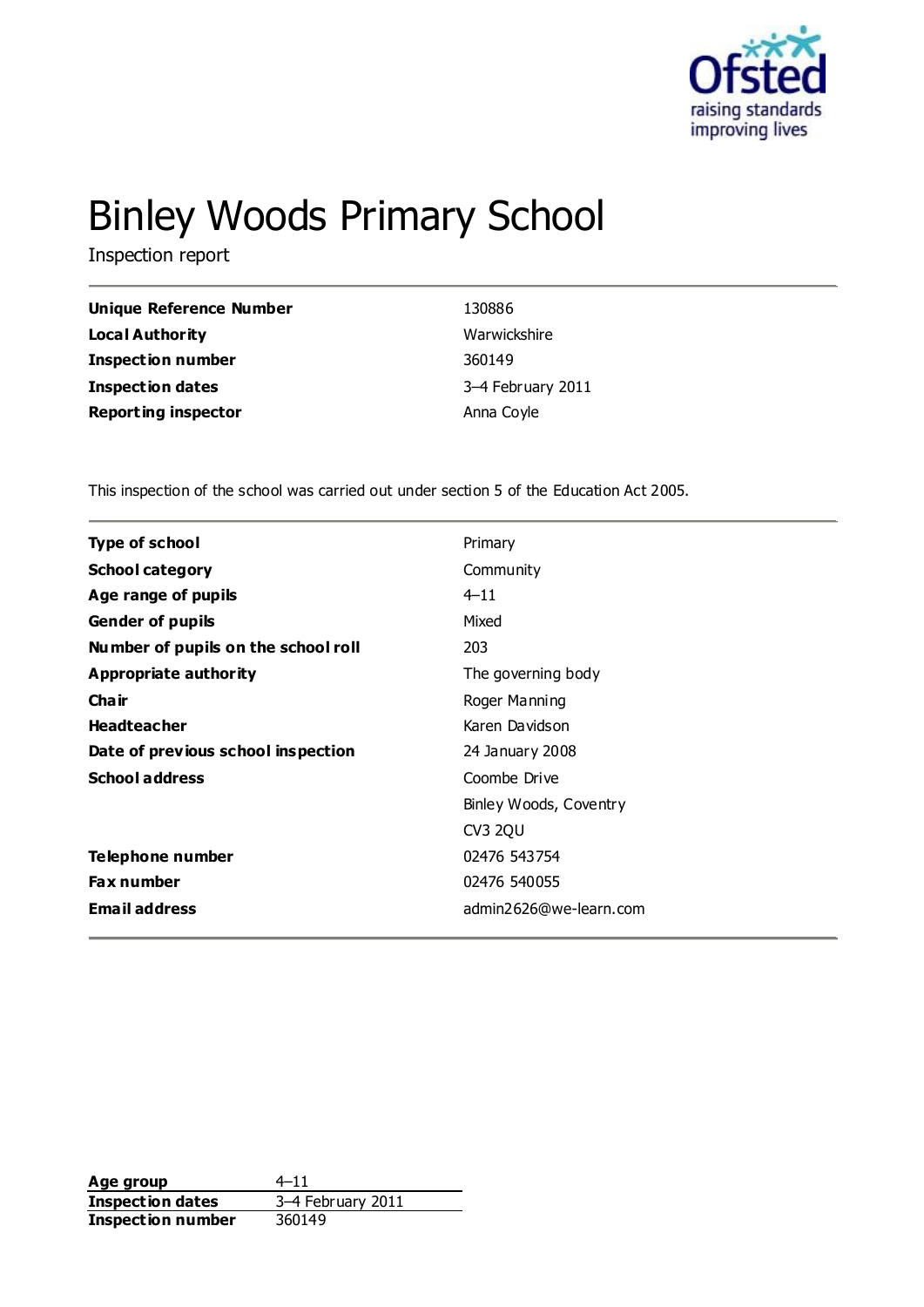# Binley Woods Primary School

Inspection report

| | |
|---|---|
| **Unique Reference Number** | 130886 |
| **Local Authority** | Warwickshire |
| **Inspection number** | 360149 |
| **Inspection dates** | 3–4 February 2011 |
| **Reporting inspector** | Anna Coyle |

This inspection of the school was carried out under section 5 of the Education Act 2005.

| | |
|---|---|
| **Type of school** | Primary |
| **School category** | Community |
| **Age range of pupils** | 4–11 |
| **Gender of pupils** | Mixed |
| **Number of pupils on the school roll** | 203 |
| **Appropriate authority** | The governing body |
| **Chair** | Roger Manning |
| **Headteacher** | Karen Davidson |
| **Date of previous school inspection** | 24 January 2008 |
| **School address** | Coombe Drive<br>Binley Woods, Coventry<br>CV3 2QU |
| **Telephone number** | 02476 543754 |
| **Fax number** | 02476 540055 |
| **Email address** | admin2626@we-learn.com |

| | |
|---|---|
| **Age group** | 4–11 |
| **Inspection dates** | 3–4 February 2011 |
| **Inspection number** | 360149 |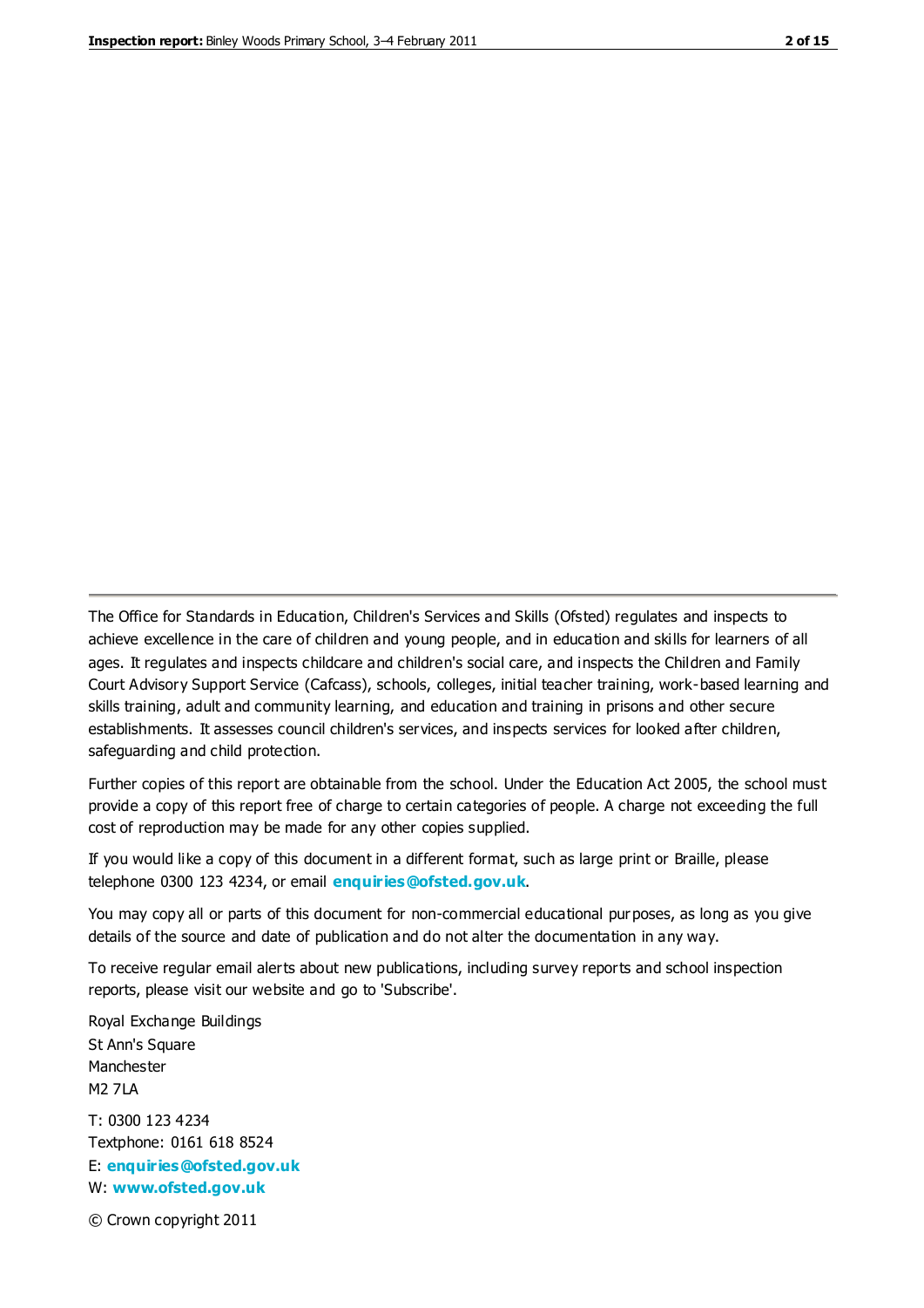The Office for Standards in Education, Children's Services and Skills (Ofsted) regulates and inspects to achieve excellence in the care of children and young people, and in education and skills for learners of all ages. It regulates and inspects childcare and children's social care, and inspects the Children and Family Court Advisory Support Service (Cafcass), schools, colleges, initial teacher training, work-based learning and skills training, adult and community learning, and education and training in prisons and other secure establishments. It assesses council children's services, and inspects services for looked after children, safeguarding and child protection.

Further copies of this report are obtainable from the school. Under the Education Act 2005, the school must provide a copy of this report free of charge to certain categories of people. A charge not exceeding the full cost of reproduction may be made for any other copies supplied.

If you would like a copy of this document in a different format, such as large print or Braille, please telephone 0300 123 4234, or email **enquiries@ofsted.gov.uk**.

You may copy all or parts of this document for non-commercial educational purposes, as long as you give details of the source and date of publication and do not alter the documentation in any way.

To receive regular email alerts about new publications, including survey reports and school inspection reports, please visit our website and go to 'Subscribe'.

Royal Exchange Buildings
St Ann's Square
Manchester
M2 7LA

T: 0300 123 4234
Textphone: 0161 618 8524
E: **enquiries@ofsted.gov.uk**
W: **www.ofsted.gov.uk**

© Crown copyright 2011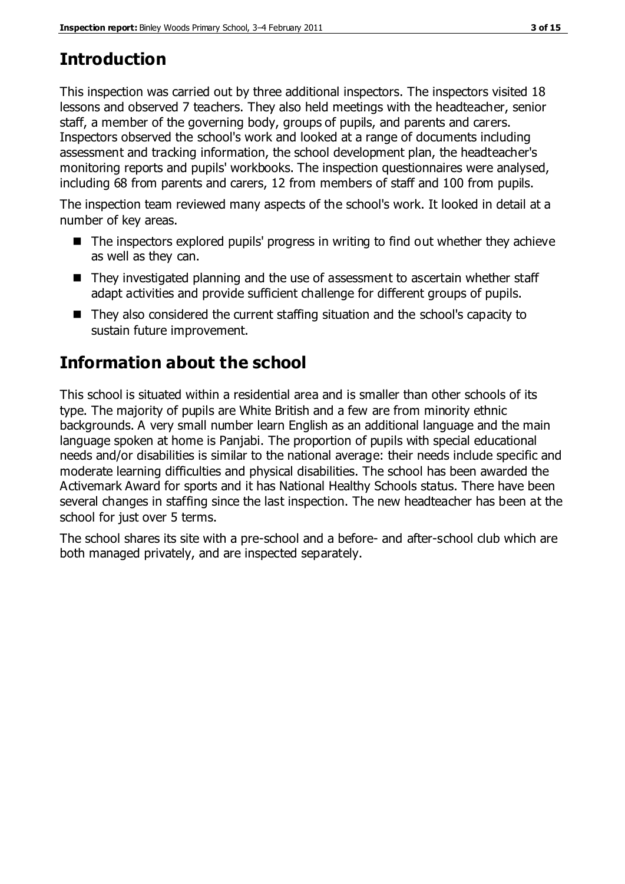## Introduction

This inspection was carried out by three additional inspectors. The inspectors visited 18 lessons and observed 7 teachers. They also held meetings with the headteacher, senior staff, a member of the governing body, groups of pupils, and parents and carers. Inspectors observed the school's work and looked at a range of documents including assessment and tracking information, the school development plan, the headteacher's monitoring reports and pupils' workbooks. The inspection questionnaires were analysed, including 68 from parents and carers, 12 from members of staff and 100 from pupils.

The inspection team reviewed many aspects of the school's work. It looked in detail at a number of key areas.

- The inspectors explored pupils' progress in writing to find out whether they achieve as well as they can.
- They investigated planning and the use of assessment to ascertain whether staff adapt activities and provide sufficient challenge for different groups of pupils.
- They also considered the current staffing situation and the school's capacity to sustain future improvement.

## Information about the school

This school is situated within a residential area and is smaller than other schools of its type. The majority of pupils are White British and a few are from minority ethnic backgrounds. A very small number learn English as an additional language and the main language spoken at home is Panjabi. The proportion of pupils with special educational needs and/or disabilities is similar to the national average: their needs include specific and moderate learning difficulties and physical disabilities. The school has been awarded the Activemark Award for sports and it has National Healthy Schools status. There have been several changes in staffing since the last inspection. The new headteacher has been at the school for just over 5 terms.

The school shares its site with a pre-school and a before- and after-school club which are both managed privately, and are inspected separately.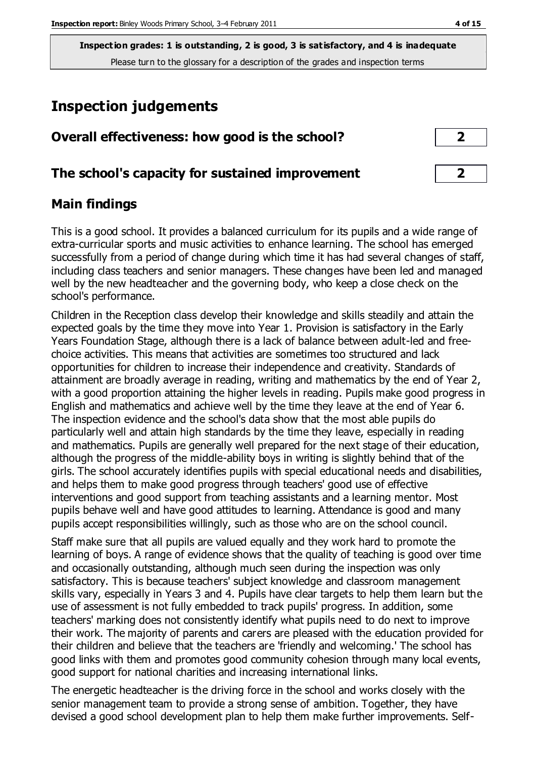**Inspection grades: 1 is outstanding, 2 is good, 3 is satisfactory, and 4 is inadequate**
Please turn to the glossary for a description of the grades and inspection terms

# Inspection judgements

| Overall effectiveness: how good is the school? | 2 |
|---|---|
| **The school's capacity for sustained improvement** | **2** |

## Main findings

This is a good school. It provides a balanced curriculum for its pupils and a wide range of extra-curricular sports and music activities to enhance learning. The school has emerged successfully from a period of change during which time it has had several changes of staff, including class teachers and senior managers. These changes have been led and managed well by the new headteacher and the governing body, who keep a close check on the school's performance.

Children in the Reception class develop their knowledge and skills steadily and attain the expected goals by the time they move into Year 1. Provision is satisfactory in the Early Years Foundation Stage, although there is a lack of balance between adult-led and free-choice activities. This means that activities are sometimes too structured and lack opportunities for children to increase their independence and creativity. Standards of attainment are broadly average in reading, writing and mathematics by the end of Year 2, with a good proportion attaining the higher levels in reading. Pupils make good progress in English and mathematics and achieve well by the time they leave at the end of Year 6. The inspection evidence and the school's data show that the most able pupils do particularly well and attain high standards by the time they leave, especially in reading and mathematics. Pupils are generally well prepared for the next stage of their education, although the progress of the middle-ability boys in writing is slightly behind that of the girls. The school accurately identifies pupils with special educational needs and disabilities, and helps them to make good progress through teachers' good use of effective interventions and good support from teaching assistants and a learning mentor. Most pupils behave well and have good attitudes to learning. Attendance is good and many pupils accept responsibilities willingly, such as those who are on the school council.

Staff make sure that all pupils are valued equally and they work hard to promote the learning of boys. A range of evidence shows that the quality of teaching is good over time and occasionally outstanding, although much seen during the inspection was only satisfactory. This is because teachers' subject knowledge and classroom management skills vary, especially in Years 3 and 4. Pupils have clear targets to help them learn but the use of assessment is not fully embedded to track pupils' progress. In addition, some teachers' marking does not consistently identify what pupils need to do next to improve their work. The majority of parents and carers are pleased with the education provided for their children and believe that the teachers are 'friendly and welcoming.' The school has good links with them and promotes good community cohesion through many local events, good support for national charities and increasing international links.

The energetic headteacher is the driving force in the school and works closely with the senior management team to provide a strong sense of ambition. Together, they have devised a good school development plan to help them make further improvements. Self-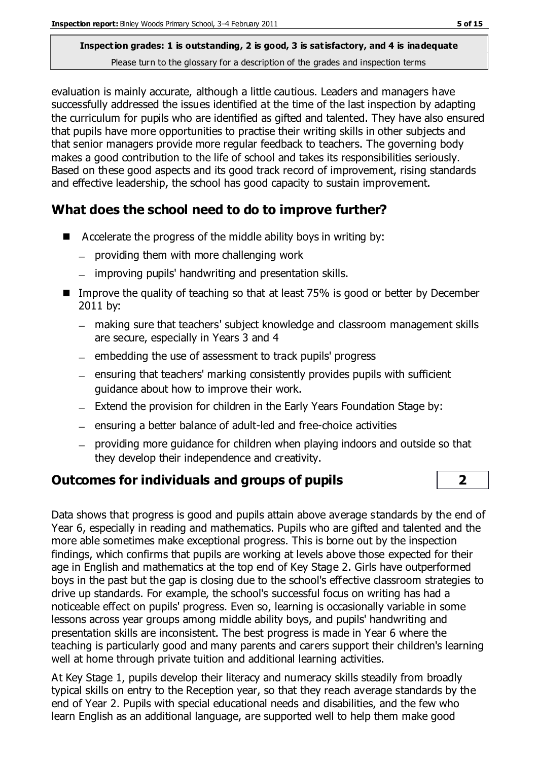evaluation is mainly accurate, although a little cautious. Leaders and managers have successfully addressed the issues identified at the time of the last inspection by adapting the curriculum for pupils who are identified as gifted and talented. They have also ensured that pupils have more opportunities to practise their writing skills in other subjects and that senior managers provide more regular feedback to teachers. The governing body makes a good contribution to the life of school and takes its responsibilities seriously. Based on these good aspects and its good track record of improvement, rising standards and effective leadership, the school has good capacity to sustain improvement.

## What does the school need to do to improve further?

- Accelerate the progress of the middle ability boys in writing by:
  - providing them with more challenging work
  - improving pupils' handwriting and presentation skills.
- Improve the quality of teaching so that at least 75% is good or better by December 2011 by:
  - making sure that teachers' subject knowledge and classroom management skills are secure, especially in Years 3 and 4
  - embedding the use of assessment to track pupils' progress
  - ensuring that teachers' marking consistently provides pupils with sufficient guidance about how to improve their work.
  - Extend the provision for children in the Early Years Foundation Stage by:
  - ensuring a better balance of adult-led and free-choice activities
  - providing more guidance for children when playing indoors and outside so that they develop their independence and creativity.

## Outcomes for individuals and groups of pupils **2**

Data shows that progress is good and pupils attain above average standards by the end of Year 6, especially in reading and mathematics. Pupils who are gifted and talented and the more able sometimes make exceptional progress. This is borne out by the inspection findings, which confirms that pupils are working at levels above those expected for their age in English and mathematics at the top end of Key Stage 2. Girls have outperformed boys in the past but the gap is closing due to the school's effective classroom strategies to drive up standards. For example, the school's successful focus on writing has had a noticeable effect on pupils' progress. Even so, learning is occasionally variable in some lessons across year groups among middle ability boys, and pupils' handwriting and presentation skills are inconsistent. The best progress is made in Year 6 where the teaching is particularly good and many parents and carers support their children's learning well at home through private tuition and additional learning activities.

At Key Stage 1, pupils develop their literacy and numeracy skills steadily from broadly typical skills on entry to the Reception year, so that they reach average standards by the end of Year 2. Pupils with special educational needs and disabilities, and the few who learn English as an additional language, are supported well to help them make good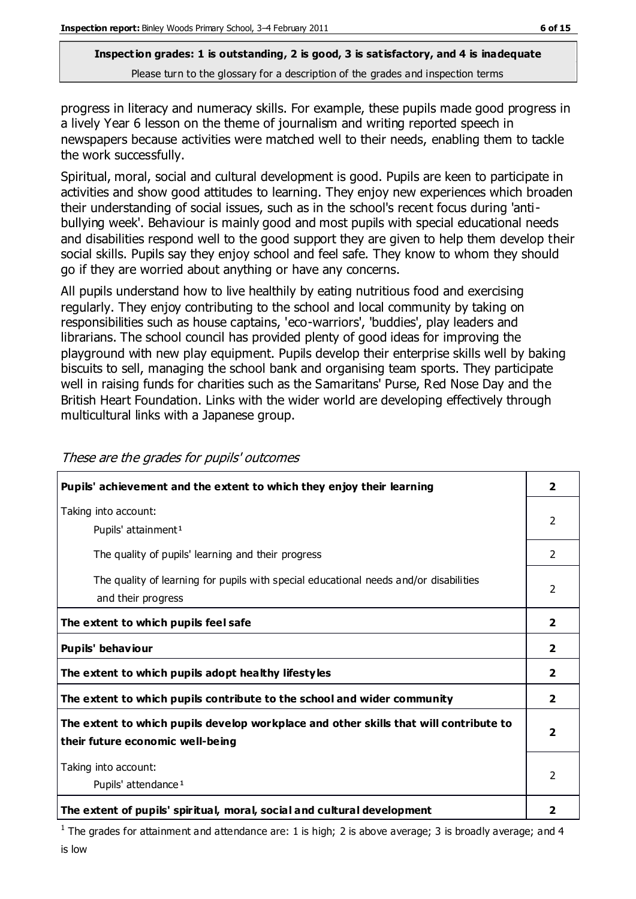**Inspection grades: 1 is outstanding, 2 is good, 3 is satisfactory, and 4 is inadequate**
Please turn to the glossary for a description of the grades and inspection terms

progress in literacy and numeracy skills. For example, these pupils made good progress in a lively Year 6 lesson on the theme of journalism and writing reported speech in newspapers because activities were matched well to their needs, enabling them to tackle the work successfully.

Spiritual, moral, social and cultural development is good. Pupils are keen to participate in activities and show good attitudes to learning. They enjoy new experiences which broaden their understanding of social issues, such as in the school's recent focus during 'anti-bullying week'. Behaviour is mainly good and most pupils with special educational needs and disabilities respond well to the good support they are given to help them develop their social skills. Pupils say they enjoy school and feel safe. They know to whom they should go if they are worried about anything or have any concerns.

All pupils understand how to live healthily by eating nutritious food and exercising regularly. They enjoy contributing to the school and local community by taking on responsibilities such as house captains, 'eco-warriors', 'buddies', play leaders and librarians. The school council has provided plenty of good ideas for improving the playground with new play equipment. Pupils develop their enterprise skills well by baking biscuits to sell, managing the school bank and organising team sports. They participate well in raising funds for charities such as the Samaritans' Purse, Red Nose Day and the British Heart Foundation. Links with the wider world are developing effectively through multicultural links with a Japanese group.

*These are the grades for pupils' outcomes*

| | |
|---|---|
| **Pupils' achievement and the extent to which they enjoy their learning** | **2** |
| Taking into account: Pupils' attainment[1] | 2 |
| The quality of pupils' learning and their progress | 2 |
| The quality of learning for pupils with special educational needs and/or disabilities and their progress | 2 |
| **The extent to which pupils feel safe** | **2** |
| **Pupils' behaviour** | **2** |
| **The extent to which pupils adopt healthy lifestyles** | **2** |
| **The extent to which pupils contribute to the school and wider community** | **2** |
| **The extent to which pupils develop workplace and other skills that will contribute to their future economic well-being** | **2** |
| Taking into account: Pupils' attendance[1] | 2 |
| **The extent of pupils' spiritual, moral, social and cultural development** | **2** |

[1] The grades for attainment and attendance are: 1 is high; 2 is above average; 3 is broadly average; and 4 is low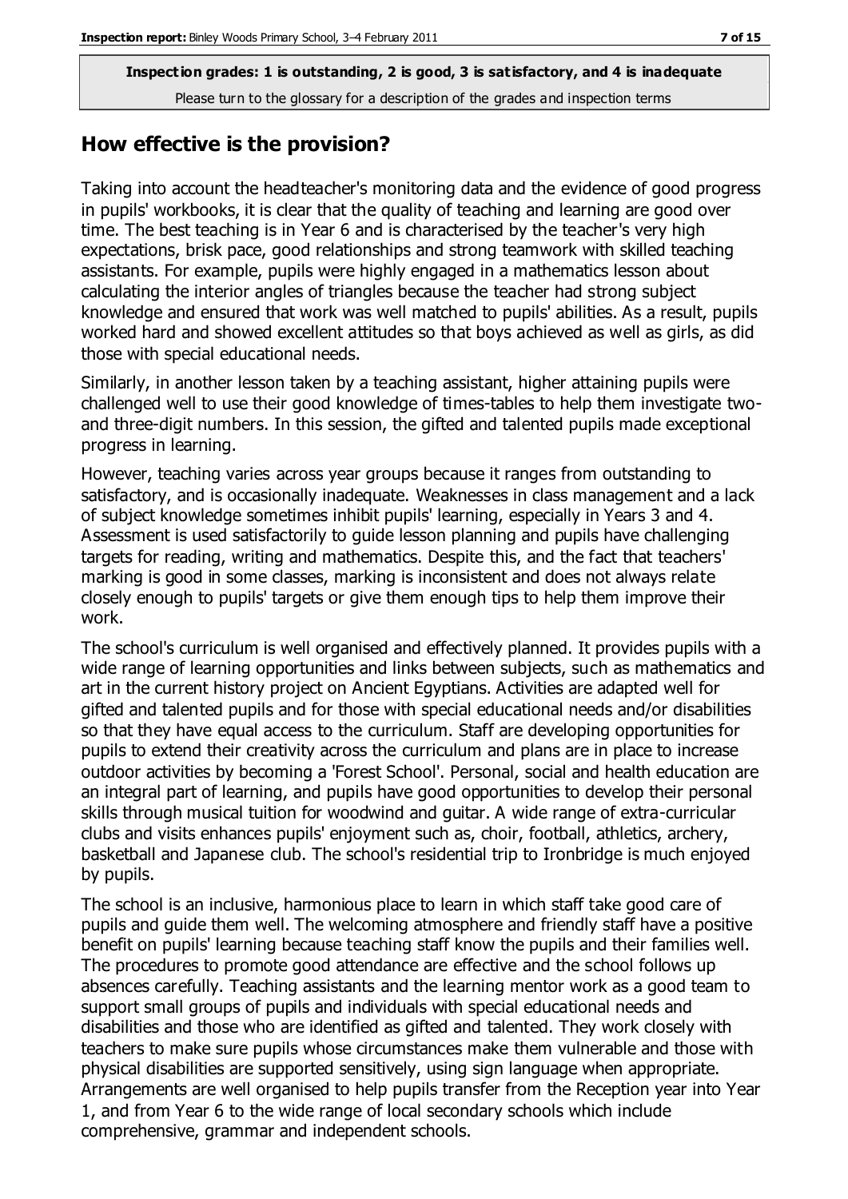**Inspection grades: 1 is outstanding, 2 is good, 3 is satisfactory, and 4 is inadequate**
Please turn to the glossary for a description of the grades and inspection terms

## How effective is the provision?

Taking into account the headteacher's monitoring data and the evidence of good progress in pupils' workbooks, it is clear that the quality of teaching and learning are good over time. The best teaching is in Year 6 and is characterised by the teacher's very high expectations, brisk pace, good relationships and strong teamwork with skilled teaching assistants. For example, pupils were highly engaged in a mathematics lesson about calculating the interior angles of triangles because the teacher had strong subject knowledge and ensured that work was well matched to pupils' abilities. As a result, pupils worked hard and showed excellent attitudes so that boys achieved as well as girls, as did those with special educational needs.

Similarly, in another lesson taken by a teaching assistant, higher attaining pupils were challenged well to use their good knowledge of times-tables to help them investigate two- and three-digit numbers. In this session, the gifted and talented pupils made exceptional progress in learning.

However, teaching varies across year groups because it ranges from outstanding to satisfactory, and is occasionally inadequate. Weaknesses in class management and a lack of subject knowledge sometimes inhibit pupils' learning, especially in Years 3 and 4. Assessment is used satisfactorily to guide lesson planning and pupils have challenging targets for reading, writing and mathematics. Despite this, and the fact that teachers' marking is good in some classes, marking is inconsistent and does not always relate closely enough to pupils' targets or give them enough tips to help them improve their work.

The school's curriculum is well organised and effectively planned. It provides pupils with a wide range of learning opportunities and links between subjects, such as mathematics and art in the current history project on Ancient Egyptians. Activities are adapted well for gifted and talented pupils and for those with special educational needs and/or disabilities so that they have equal access to the curriculum. Staff are developing opportunities for pupils to extend their creativity across the curriculum and plans are in place to increase outdoor activities by becoming a 'Forest School'. Personal, social and health education are an integral part of learning, and pupils have good opportunities to develop their personal skills through musical tuition for woodwind and guitar. A wide range of extra-curricular clubs and visits enhances pupils' enjoyment such as, choir, football, athletics, archery, basketball and Japanese club. The school's residential trip to Ironbridge is much enjoyed by pupils.

The school is an inclusive, harmonious place to learn in which staff take good care of pupils and guide them well. The welcoming atmosphere and friendly staff have a positive benefit on pupils' learning because teaching staff know the pupils and their families well. The procedures to promote good attendance are effective and the school follows up absences carefully. Teaching assistants and the learning mentor work as a good team to support small groups of pupils and individuals with special educational needs and disabilities and those who are identified as gifted and talented. They work closely with teachers to make sure pupils whose circumstances make them vulnerable and those with physical disabilities are supported sensitively, using sign language when appropriate. Arrangements are well organised to help pupils transfer from the Reception year into Year 1, and from Year 6 to the wide range of local secondary schools which include comprehensive, grammar and independent schools.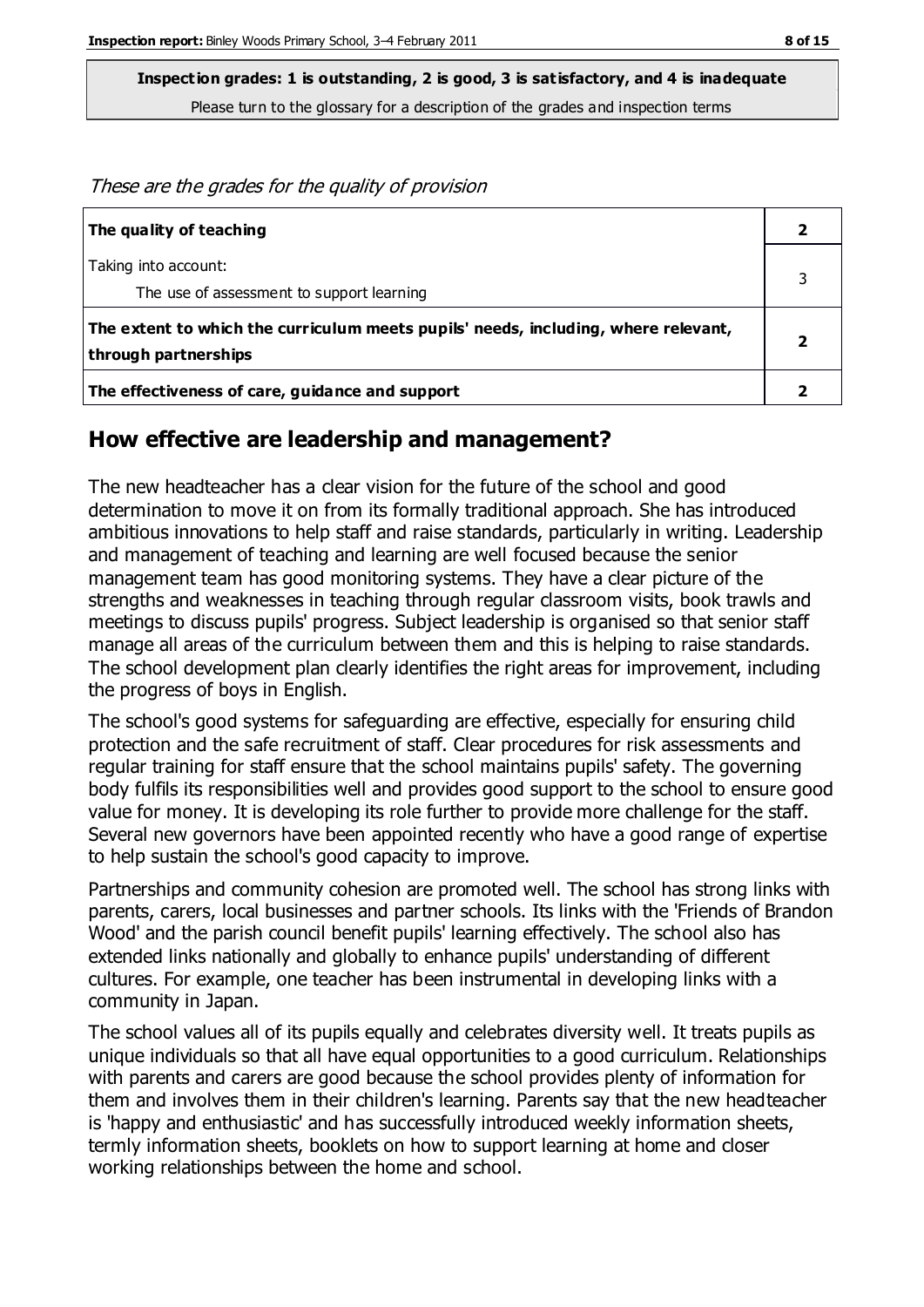**Inspection grades: 1 is outstanding, 2 is good, 3 is satisfactory, and 4 is inadequate**
Please turn to the glossary for a description of the grades and inspection terms

*These are the grades for the quality of provision*

| | |
|---|---|
| **The quality of teaching** | **2** |
| Taking into account:<br>The use of assessment to support learning | 3 |
| **The extent to which the curriculum meets pupils' needs, including, where relevant, through partnerships** | **2** |
| **The effectiveness of care, guidance and support** | **2** |

## How effective are leadership and management?

The new headteacher has a clear vision for the future of the school and good determination to move it on from its formally traditional approach. She has introduced ambitious innovations to help staff and raise standards, particularly in writing. Leadership and management of teaching and learning are well focused because the senior management team has good monitoring systems. They have a clear picture of the strengths and weaknesses in teaching through regular classroom visits, book trawls and meetings to discuss pupils' progress. Subject leadership is organised so that senior staff manage all areas of the curriculum between them and this is helping to raise standards. The school development plan clearly identifies the right areas for improvement, including the progress of boys in English.

The school's good systems for safeguarding are effective, especially for ensuring child protection and the safe recruitment of staff. Clear procedures for risk assessments and regular training for staff ensure that the school maintains pupils' safety. The governing body fulfils its responsibilities well and provides good support to the school to ensure good value for money. It is developing its role further to provide more challenge for the staff. Several new governors have been appointed recently who have a good range of expertise to help sustain the school's good capacity to improve.

Partnerships and community cohesion are promoted well. The school has strong links with parents, carers, local businesses and partner schools. Its links with the 'Friends of Brandon Wood' and the parish council benefit pupils' learning effectively. The school also has extended links nationally and globally to enhance pupils' understanding of different cultures. For example, one teacher has been instrumental in developing links with a community in Japan.

The school values all of its pupils equally and celebrates diversity well. It treats pupils as unique individuals so that all have equal opportunities to a good curriculum. Relationships with parents and carers are good because the school provides plenty of information for them and involves them in their children's learning. Parents say that the new headteacher is 'happy and enthusiastic' and has successfully introduced weekly information sheets, termly information sheets, booklets on how to support learning at home and closer working relationships between the home and school.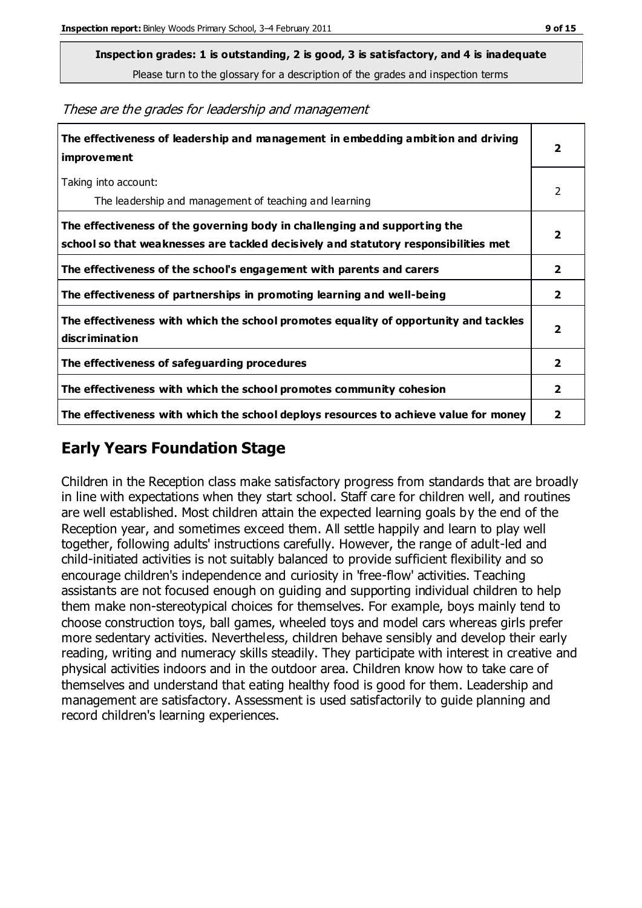**Inspection grades: 1 is outstanding, 2 is good, 3 is satisfactory, and 4 is inadequate**
Please turn to the glossary for a description of the grades and inspection terms

*These are the grades for leadership and management*

| | |
|---|---|
| **The effectiveness of leadership and management in embedding ambition and driving improvement** | **2** |
| Taking into account: The leadership and management of teaching and learning | 2 |
| **The effectiveness of the governing body in challenging and supporting the school so that weaknesses are tackled decisively and statutory responsibilities met** | **2** |
| **The effectiveness of the school's engagement with parents and carers** | **2** |
| **The effectiveness of partnerships in promoting learning and well-being** | **2** |
| **The effectiveness with which the school promotes equality of opportunity and tackles discrimination** | **2** |
| **The effectiveness of safeguarding procedures** | **2** |
| **The effectiveness with which the school promotes community cohesion** | **2** |
| **The effectiveness with which the school deploys resources to achieve value for money** | **2** |

## Early Years Foundation Stage

Children in the Reception class make satisfactory progress from standards that are broadly in line with expectations when they start school. Staff care for children well, and routines are well established. Most children attain the expected learning goals by the end of the Reception year, and sometimes exceed them. All settle happily and learn to play well together, following adults' instructions carefully. However, the range of adult-led and child-initiated activities is not suitably balanced to provide sufficient flexibility and so encourage children's independence and curiosity in 'free-flow' activities. Teaching assistants are not focused enough on guiding and supporting individual children to help them make non-stereotypical choices for themselves. For example, boys mainly tend to choose construction toys, ball games, wheeled toys and model cars whereas girls prefer more sedentary activities. Nevertheless, children behave sensibly and develop their early reading, writing and numeracy skills steadily. They participate with interest in creative and physical activities indoors and in the outdoor area. Children know how to take care of themselves and understand that eating healthy food is good for them. Leadership and management are satisfactory. Assessment is used satisfactorily to guide planning and record children's learning experiences.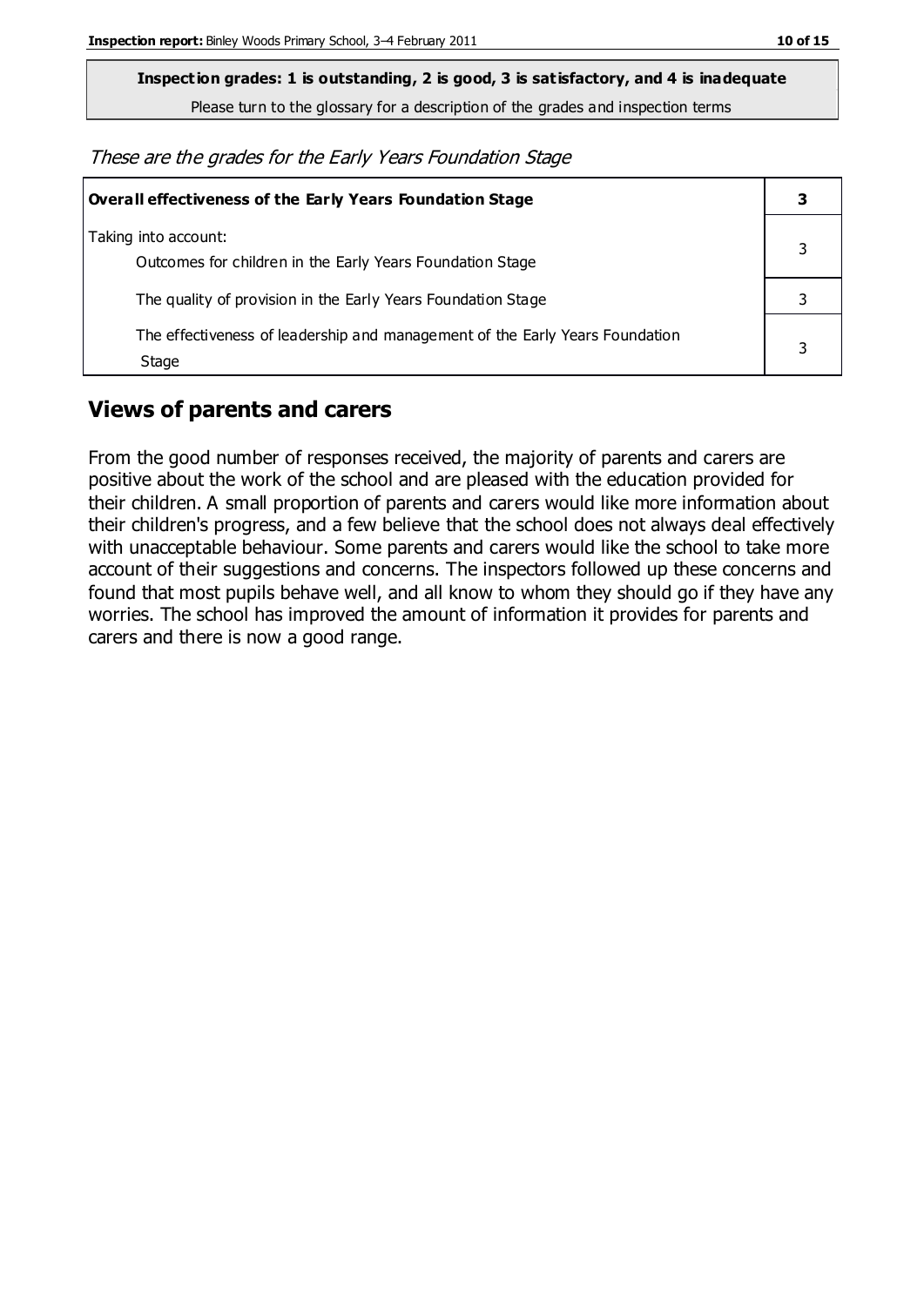**Inspection grades: 1 is outstanding, 2 is good, 3 is satisfactory, and 4 is inadequate**

Please turn to the glossary for a description of the grades and inspection terms

*These are the grades for the Early Years Foundation Stage*

| **Overall effectiveness of the Early Years Foundation Stage** | **3** |
|---|---|
| Taking into account: Outcomes for children in the Early Years Foundation Stage | 3 |
| The quality of provision in the Early Years Foundation Stage | 3 |
| The effectiveness of leadership and management of the Early Years Foundation Stage | 3 |

## Views of parents and carers

From the good number of responses received, the majority of parents and carers are positive about the work of the school and are pleased with the education provided for their children. A small proportion of parents and carers would like more information about their children's progress, and a few believe that the school does not always deal effectively with unacceptable behaviour. Some parents and carers would like the school to take more account of their suggestions and concerns. The inspectors followed up these concerns and found that most pupils behave well, and all know to whom they should go if they have any worries. The school has improved the amount of information it provides for parents and carers and there is now a good range.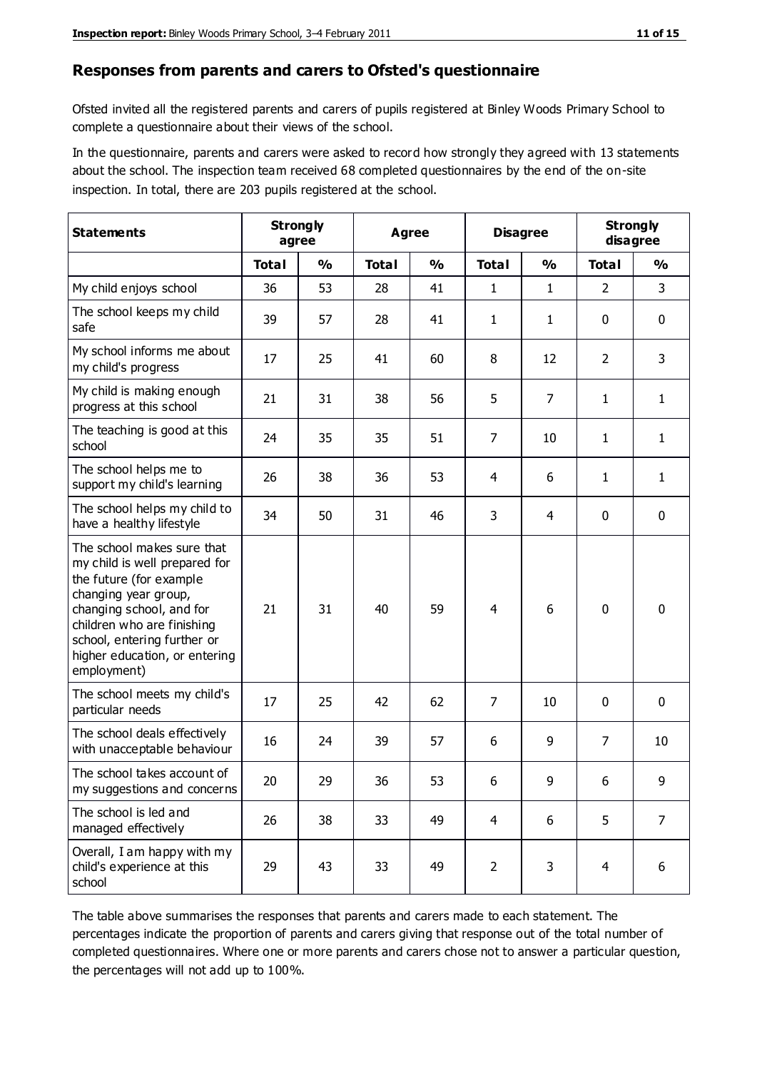## Responses from parents and carers to Ofsted's questionnaire

Ofsted invited all the registered parents and carers of pupils registered at Binley Woods Primary School to complete a questionnaire about their views of the school.

In the questionnaire, parents and carers were asked to record how strongly they agreed with 13 statements about the school. The inspection team received 68 completed questionnaires by the end of the on-site inspection. In total, there are 203 pupils registered at the school.

| Statements | Strongly agree | | Agree | | Disagree | | Strongly disagree | |
|---|---|---|---|---|---|---|---|---|
| | Total | % | Total | % | Total | % | Total | % |
| My child enjoys school | 36 | 53 | 28 | 41 | 1 | 1 | 2 | 3 |
| The school keeps my child safe | 39 | 57 | 28 | 41 | 1 | 1 | 0 | 0 |
| My school informs me about my child's progress | 17 | 25 | 41 | 60 | 8 | 12 | 2 | 3 |
| My child is making enough progress at this school | 21 | 31 | 38 | 56 | 5 | 7 | 1 | 1 |
| The teaching is good at this school | 24 | 35 | 35 | 51 | 7 | 10 | 1 | 1 |
| The school helps me to support my child's learning | 26 | 38 | 36 | 53 | 4 | 6 | 1 | 1 |
| The school helps my child to have a healthy lifestyle | 34 | 50 | 31 | 46 | 3 | 4 | 0 | 0 |
| The school makes sure that my child is well prepared for the future (for example changing year group, changing school, and for children who are finishing school, entering further or higher education, or entering employment) | 21 | 31 | 40 | 59 | 4 | 6 | 0 | 0 |
| The school meets my child's particular needs | 17 | 25 | 42 | 62 | 7 | 10 | 0 | 0 |
| The school deals effectively with unacceptable behaviour | 16 | 24 | 39 | 57 | 6 | 9 | 7 | 10 |
| The school takes account of my suggestions and concerns | 20 | 29 | 36 | 53 | 6 | 9 | 6 | 9 |
| The school is led and managed effectively | 26 | 38 | 33 | 49 | 4 | 6 | 5 | 7 |
| Overall, I am happy with my child's experience at this school | 29 | 43 | 33 | 49 | 2 | 3 | 4 | 6 |

The table above summarises the responses that parents and carers made to each statement. The percentages indicate the proportion of parents and carers giving that response out of the total number of completed questionnaires. Where one or more parents and carers chose not to answer a particular question, the percentages will not add up to 100%.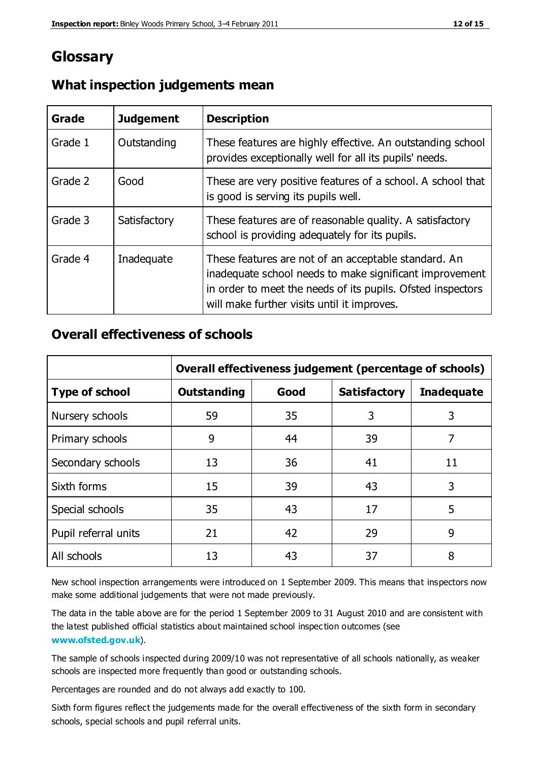# Glossary

## What inspection judgements mean

| Grade | Judgement | Description |
|---|---|---|
| Grade 1 | Outstanding | These features are highly effective. An outstanding school provides exceptionally well for all its pupils' needs. |
| Grade 2 | Good | These are very positive features of a school. A school that is good is serving its pupils well. |
| Grade 3 | Satisfactory | These features are of reasonable quality. A satisfactory school is providing adequately for its pupils. |
| Grade 4 | Inadequate | These features are not of an acceptable standard. An inadequate school needs to make significant improvement in order to meet the needs of its pupils. Ofsted inspectors will make further visits until it improves. |

## Overall effectiveness of schools

| | Overall effectiveness judgement (percentage of schools) | | | |
|---|---|---|---|---|
| **Type of school** | **Outstanding** | **Good** | **Satisfactory** | **Inadequate** |
| Nursery schools | 59 | 35 | 3 | 3 |
| Primary schools | 9 | 44 | 39 | 7 |
| Secondary schools | 13 | 36 | 41 | 11 |
| Sixth forms | 15 | 39 | 43 | 3 |
| Special schools | 35 | 43 | 17 | 5 |
| Pupil referral units | 21 | 42 | 29 | 9 |
| All schools | 13 | 43 | 37 | 8 |

New school inspection arrangements were introduced on 1 September 2009. This means that inspectors now make some additional judgements that were not made previously.

The data in the table above are for the period 1 September 2009 to 31 August 2010 and are consistent with the latest published official statistics about maintained school inspection outcomes (see **www.ofsted.gov.uk**).

The sample of schools inspected during 2009/10 was not representative of all schools nationally, as weaker schools are inspected more frequently than good or outstanding schools.

Percentages are rounded and do not always add exactly to 100.

Sixth form figures reflect the judgements made for the overall effectiveness of the sixth form in secondary schools, special schools and pupil referral units.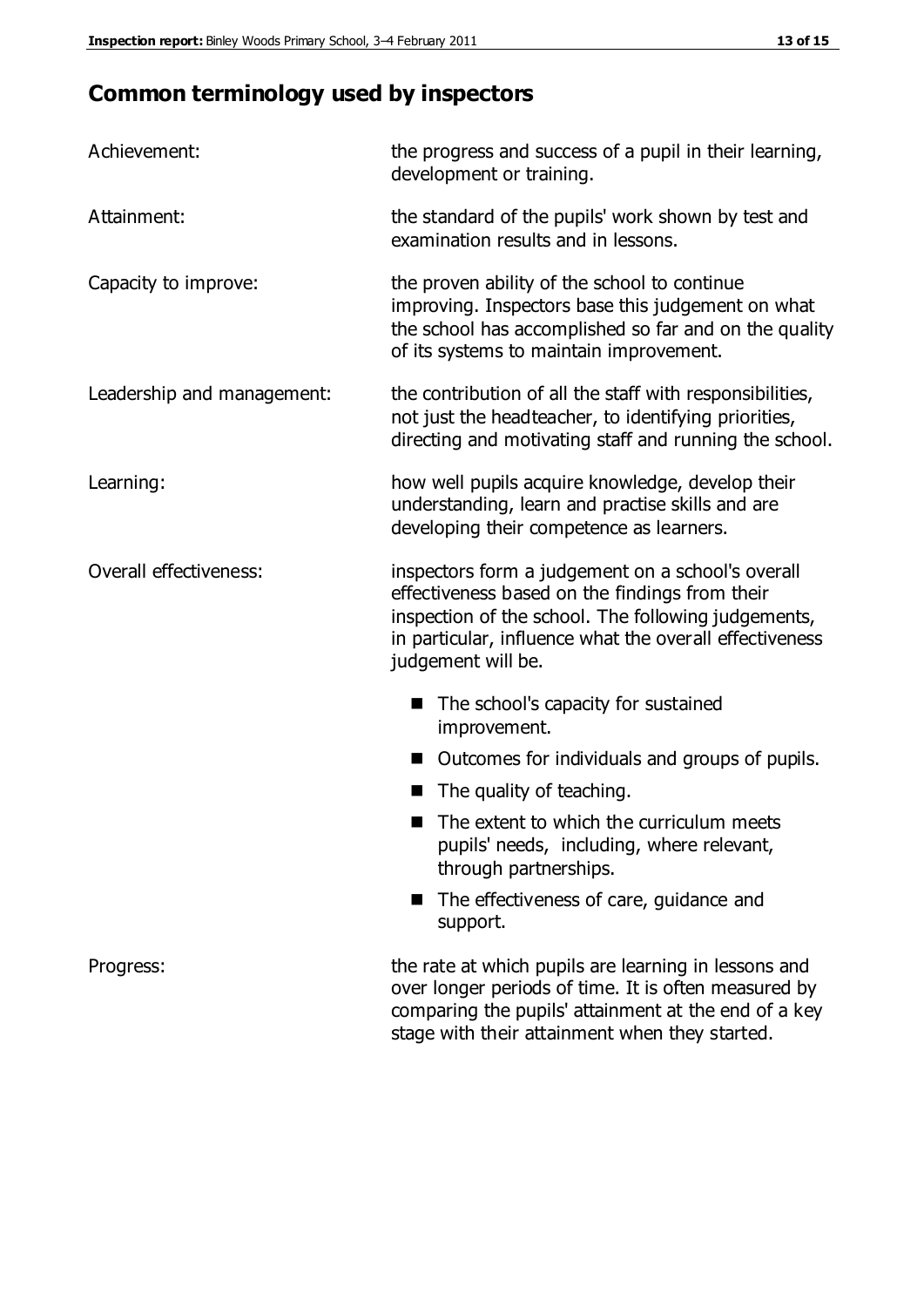## Common terminology used by inspectors

| | |
|---|---|
| Achievement: | the progress and success of a pupil in their learning, development or training. |
| Attainment: | the standard of the pupils' work shown by test and examination results and in lessons. |
| Capacity to improve: | the proven ability of the school to continue improving. Inspectors base this judgement on what the school has accomplished so far and on the quality of its systems to maintain improvement. |
| Leadership and management: | the contribution of all the staff with responsibilities, not just the headteacher, to identifying priorities, directing and motivating staff and running the school. |
| Learning: | how well pupils acquire knowledge, develop their understanding, learn and practise skills and are developing their competence as learners. |
| Overall effectiveness: | inspectors form a judgement on a school's overall effectiveness based on the findings from their inspection of the school. The following judgements, in particular, influence what the overall effectiveness judgement will be. |

- The school's capacity for sustained improvement.
- Outcomes for individuals and groups of pupils.
- The quality of teaching.
- The extent to which the curriculum meets pupils' needs, including, where relevant, through partnerships.
- The effectiveness of care, guidance and support.

| | |
|---|---|
| Progress: | the rate at which pupils are learning in lessons and over longer periods of time. It is often measured by comparing the pupils' attainment at the end of a key stage with their attainment when they started. |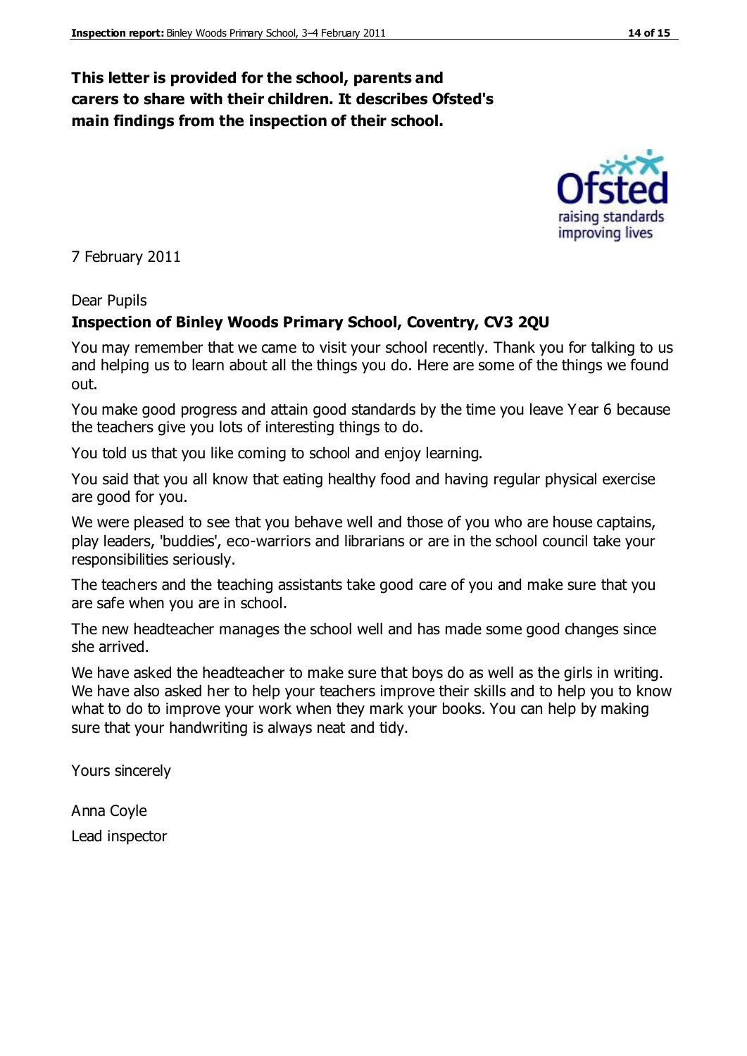**This letter is provided for the school, parents and carers to share with their children. It describes Ofsted's main findings from the inspection of their school.**

7 February 2011

Dear Pupils

**Inspection of Binley Woods Primary School, Coventry, CV3 2QU**

You may remember that we came to visit your school recently. Thank you for talking to us and helping us to learn about all the things you do. Here are some of the things we found out.

You make good progress and attain good standards by the time you leave Year 6 because the teachers give you lots of interesting things to do.

You told us that you like coming to school and enjoy learning.

You said that you all know that eating healthy food and having regular physical exercise are good for you.

We were pleased to see that you behave well and those of you who are house captains, play leaders, 'buddies', eco-warriors and librarians or are in the school council take your responsibilities seriously.

The teachers and the teaching assistants take good care of you and make sure that you are safe when you are in school.

The new headteacher manages the school well and has made some good changes since she arrived.

We have asked the headteacher to make sure that boys do as well as the girls in writing. We have also asked her to help your teachers improve their skills and to help you to know what to do to improve your work when they mark your books. You can help by making sure that your handwriting is always neat and tidy.

Yours sincerely

Anna Coyle

Lead inspector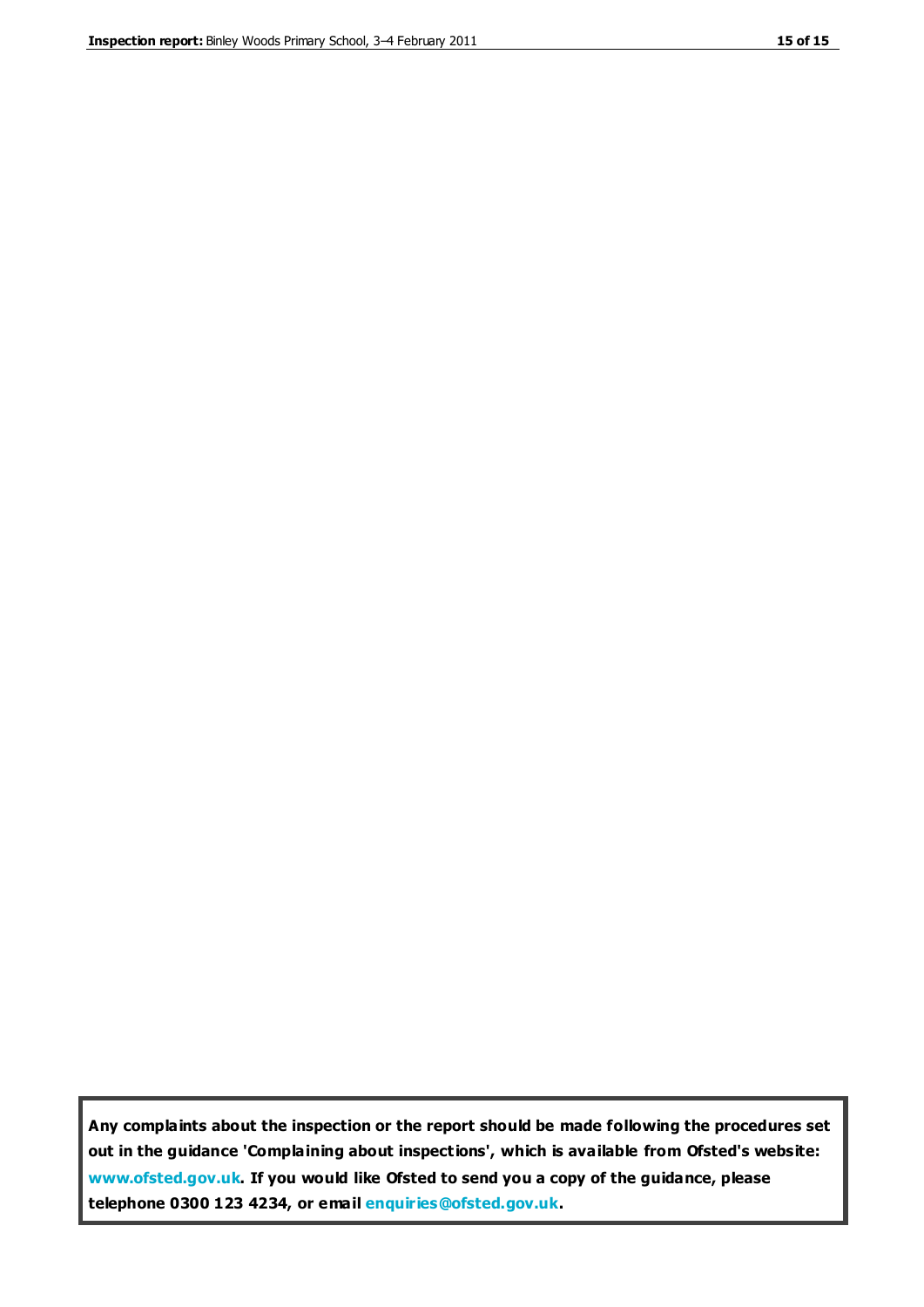**Any complaints about the inspection or the report should be made following the procedures set out in the guidance 'Complaining about inspections', which is available from Ofsted's website: www.ofsted.gov.uk. If you would like Ofsted to send you a copy of the guidance, please telephone 0300 123 4234, or email enquiries@ofsted.gov.uk.**